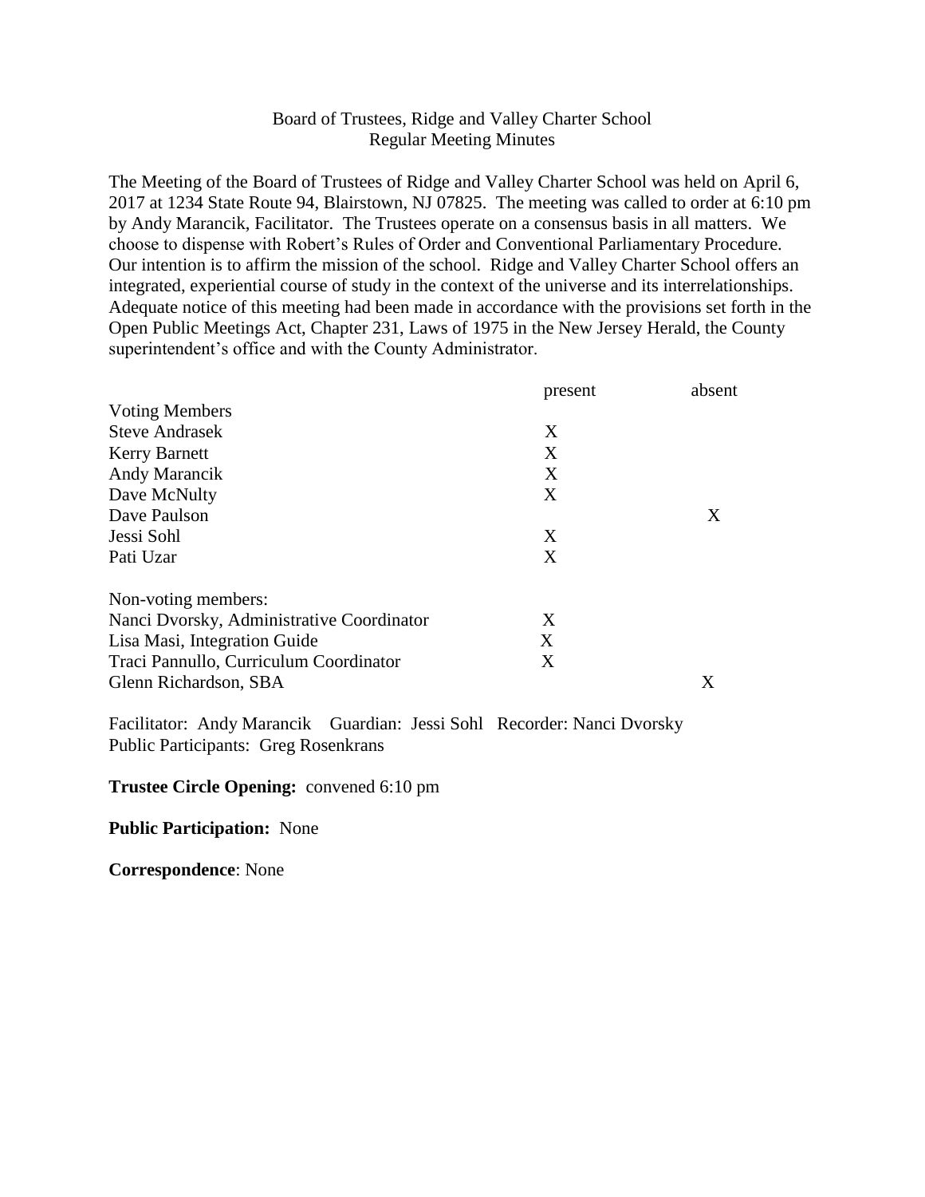Board of Trustees, Ridge and Valley Charter School
Regular Meeting Minutes

The Meeting of the Board of Trustees of Ridge and Valley Charter School was held on April 6, 2017 at 1234 State Route 94, Blairstown, NJ 07825. The meeting was called to order at 6:10 pm by Andy Marancik, Facilitator. The Trustees operate on a consensus basis in all matters. We choose to dispense with Robert's Rules of Order and Conventional Parliamentary Procedure. Our intention is to affirm the mission of the school. Ridge and Valley Charter School offers an integrated, experiential course of study in the context of the universe and its interrelationships. Adequate notice of this meeting had been made in accordance with the provisions set forth in the Open Public Meetings Act, Chapter 231, Laws of 1975 in the New Jersey Herald, the County superintendent's office and with the County Administrator.

| | present | absent |
|---|---|---|
| Voting Members | | |
| Steve Andrasek | X | |
| Kerry Barnett | X | |
| Andy Marancik | X | |
| Dave McNulty | X | |
| Dave Paulson | | X |
| Jessi Sohl | X | |
| Pati Uzar | X | |
| Non-voting members: | | |
| Nanci Dvorsky, Administrative Coordinator | X | |
| Lisa Masi, Integration Guide | X | |
| Traci Pannullo, Curriculum Coordinator | X | |
| Glenn Richardson, SBA | | X |

Facilitator: Andy Marancik Guardian: Jessi Sohl Recorder: Nanci Dvorsky
Public Participants: Greg Rosenkrans

**Trustee Circle Opening:** convened 6:10 pm

**Public Participation:** None

**Correspondence**: None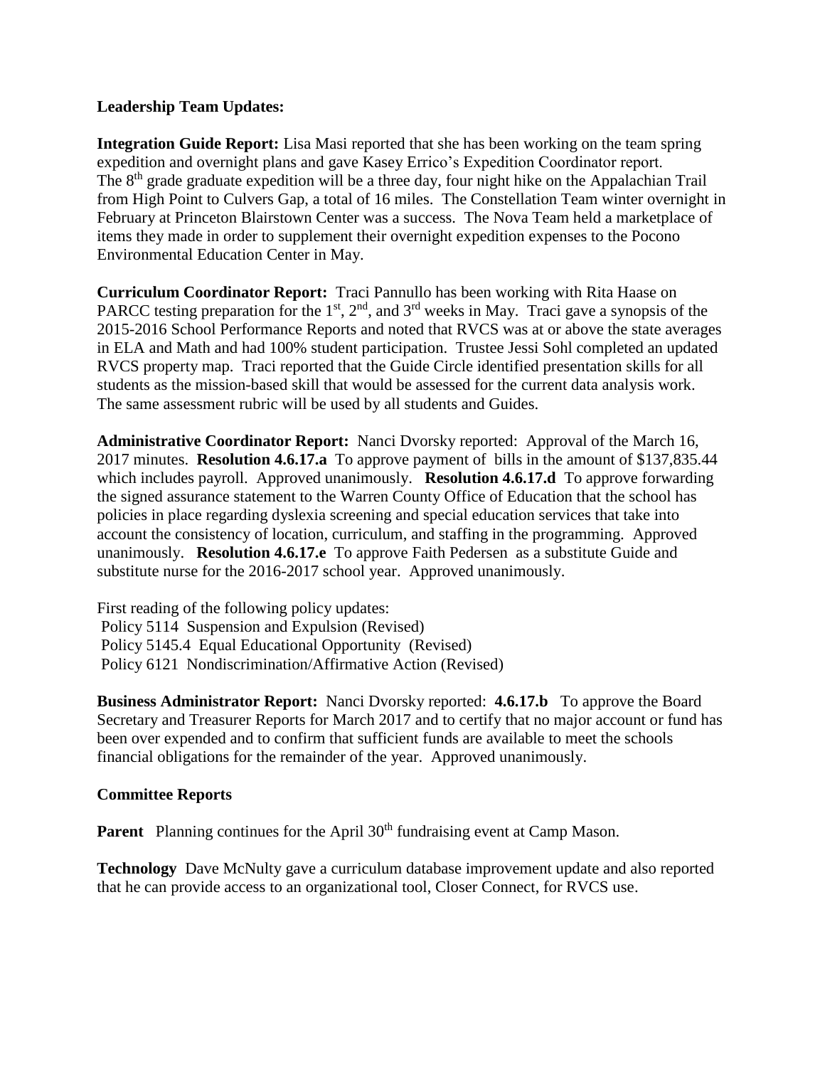**Leadership Team Updates:**

**Integration Guide Report:** Lisa Masi reported that she has been working on the team spring expedition and overnight plans and gave Kasey Errico's Expedition Coordinator report. The 8th grade graduate expedition will be a three day, four night hike on the Appalachian Trail from High Point to Culvers Gap, a total of 16 miles. The Constellation Team winter overnight in February at Princeton Blairstown Center was a success. The Nova Team held a marketplace of items they made in order to supplement their overnight expedition expenses to the Pocono Environmental Education Center in May.

**Curriculum Coordinator Report:** Traci Pannullo has been working with Rita Haase on PARCC testing preparation for the 1st, 2nd, and 3rd weeks in May. Traci gave a synopsis of the 2015-2016 School Performance Reports and noted that RVCS was at or above the state averages in ELA and Math and had 100% student participation. Trustee Jessi Sohl completed an updated RVCS property map. Traci reported that the Guide Circle identified presentation skills for all students as the mission-based skill that would be assessed for the current data analysis work. The same assessment rubric will be used by all students and Guides.

**Administrative Coordinator Report:** Nanci Dvorsky reported: Approval of the March 16, 2017 minutes. **Resolution 4.6.17.a** To approve payment of bills in the amount of $137,835.44 which includes payroll. Approved unanimously. **Resolution 4.6.17.d** To approve forwarding the signed assurance statement to the Warren County Office of Education that the school has policies in place regarding dyslexia screening and special education services that take into account the consistency of location, curriculum, and staffing in the programming. Approved unanimously. **Resolution 4.6.17.e** To approve Faith Pedersen as a substitute Guide and substitute nurse for the 2016-2017 school year. Approved unanimously.

First reading of the following policy updates:
Policy 5114 Suspension and Expulsion (Revised)
Policy 5145.4 Equal Educational Opportunity (Revised)
Policy 6121 Nondiscrimination/Affirmative Action (Revised)

**Business Administrator Report:** Nanci Dvorsky reported: **4.6.17.b** To approve the Board Secretary and Treasurer Reports for March 2017 and to certify that no major account or fund has been over expended and to confirm that sufficient funds are available to meet the schools financial obligations for the remainder of the year. Approved unanimously.

**Committee Reports**

**Parent** Planning continues for the April 30th fundraising event at Camp Mason.

**Technology** Dave McNulty gave a curriculum database improvement update and also reported that he can provide access to an organizational tool, Closer Connect, for RVCS use.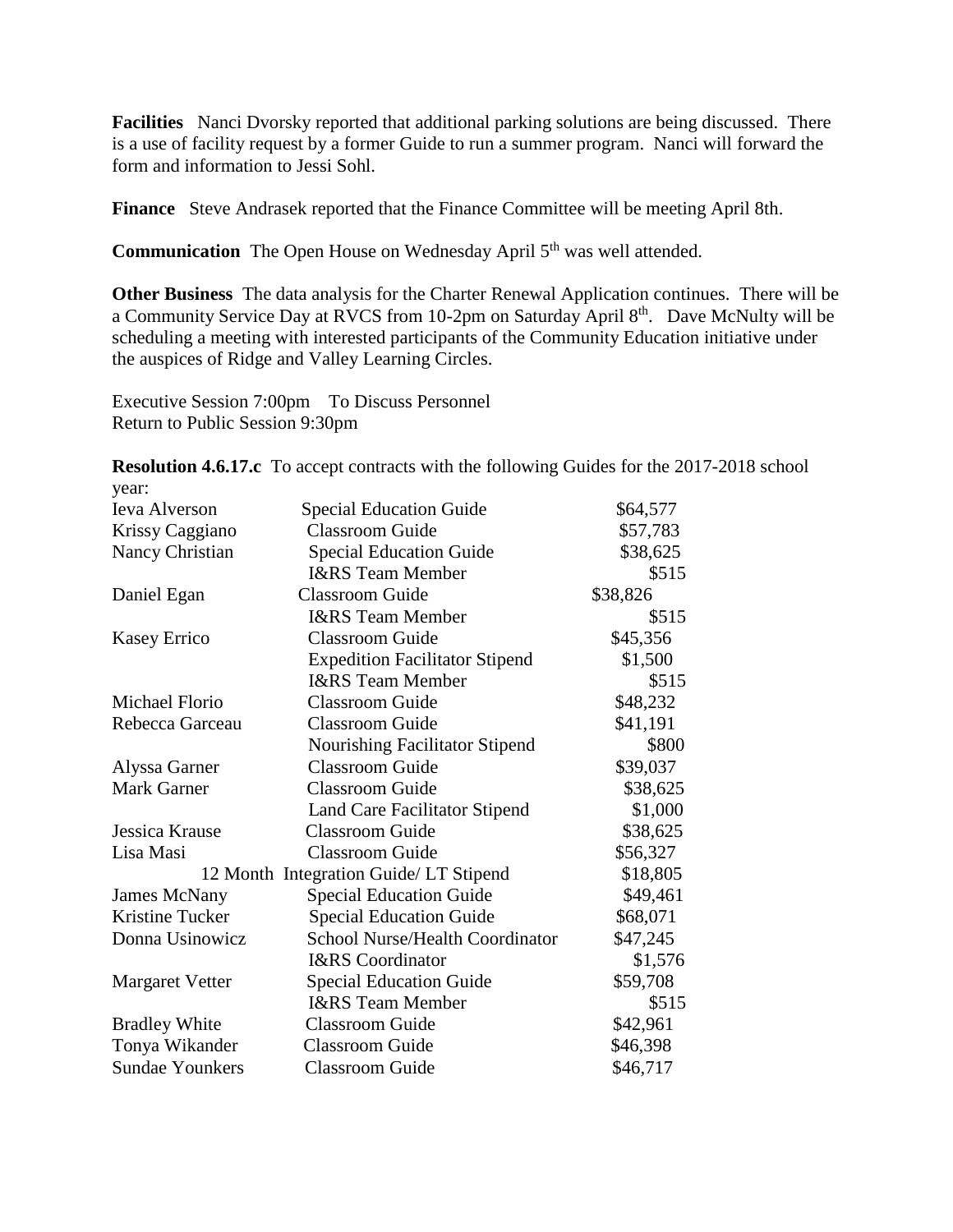**Facilities** Nanci Dvorsky reported that additional parking solutions are being discussed. There is a use of facility request by a former Guide to run a summer program. Nanci will forward the form and information to Jessi Sohl.

**Finance** Steve Andrasek reported that the Finance Committee will be meeting April 8th.

**Communication** The Open House on Wednesday April 5th was well attended.

**Other Business** The data analysis for the Charter Renewal Application continues. There will be a Community Service Day at RVCS from 10-2pm on Saturday April 8th. Dave McNulty will be scheduling a meeting with interested participants of the Community Education initiative under the auspices of Ridge and Valley Learning Circles.

Executive Session 7:00pm To Discuss Personnel
Return to Public Session 9:30pm

**Resolution 4.6.17.c** To accept contracts with the following Guides for the 2017-2018 school year:

| Name | Position | Amount |
|---|---|---|
| Ieva Alverson | Special Education Guide | $64,577 |
| Krissy Caggiano | Classroom Guide | $57,783 |
| Nancy Christian | Special Education Guide | $38,625 |
| | I&RS Team Member | $515 |
| Daniel Egan | Classroom Guide | $38,826 |
| | I&RS Team Member | $515 |
| Kasey Errico | Classroom Guide | $45,356 |
| | Expedition Facilitator Stipend | $1,500 |
| | I&RS Team Member | $515 |
| Michael Florio | Classroom Guide | $48,232 |
| Rebecca Garceau | Classroom Guide | $41,191 |
| | Nourishing Facilitator Stipend | $800 |
| Alyssa Garner | Classroom Guide | $39,037 |
| Mark Garner | Classroom Guide | $38,625 |
| | Land Care Facilitator Stipend | $1,000 |
| Jessica Krause | Classroom Guide | $38,625 |
| Lisa Masi | Classroom Guide | $56,327 |
| 12 Month | Integration Guide/ LT Stipend | $18,805 |
| James McNany | Special Education Guide | $49,461 |
| Kristine Tucker | Special Education Guide | $68,071 |
| Donna Usinowicz | School Nurse/Health Coordinator | $47,245 |
| | I&RS Coordinator | $1,576 |
| Margaret Vetter | Special Education Guide | $59,708 |
| | I&RS Team Member | $515 |
| Bradley White | Classroom Guide | $42,961 |
| Tonya Wikander | Classroom Guide | $46,398 |
| Sundae Younkers | Classroom Guide | $46,717 |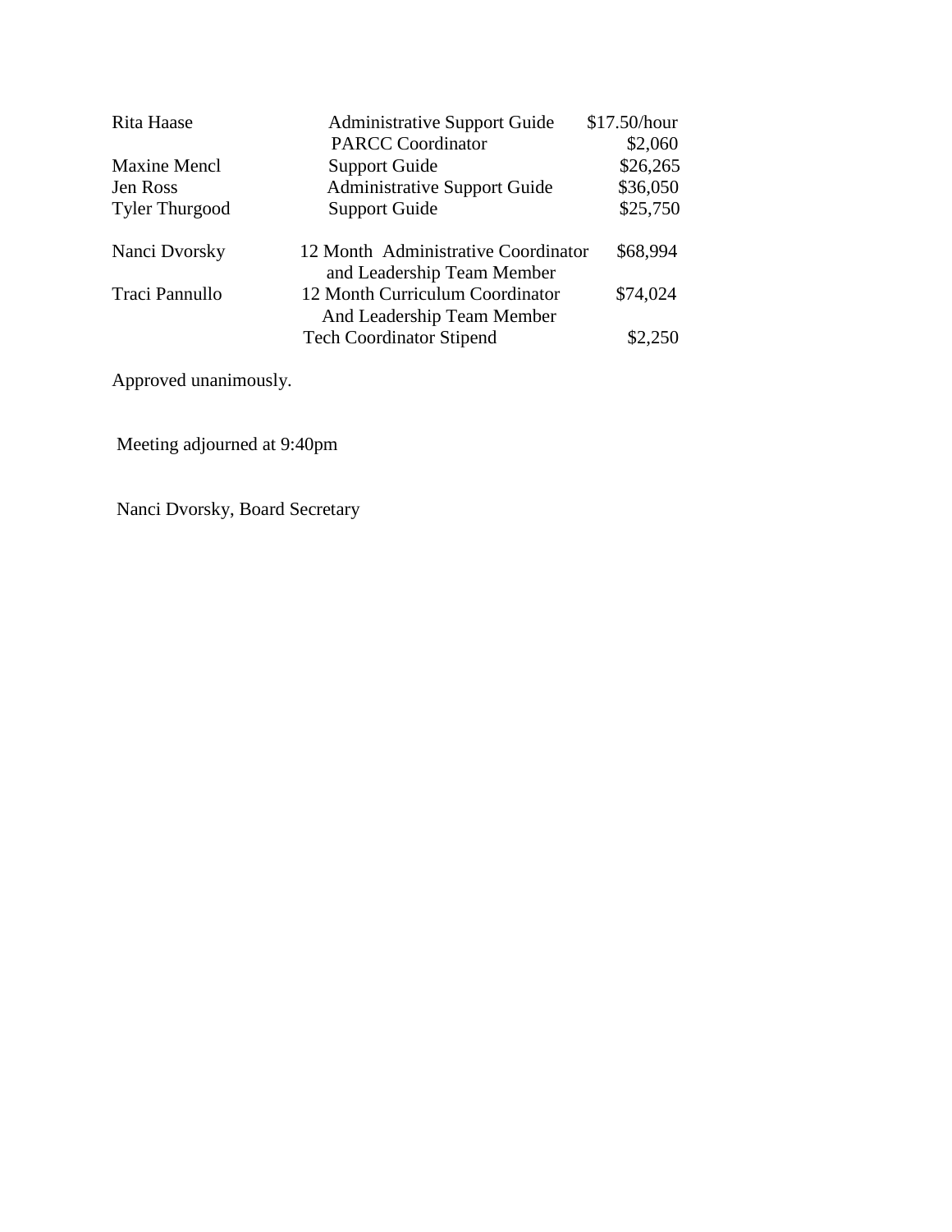| | | |
|---|---|---|
| Rita Haase | Administrative Support Guide | $17.50/hour |
| | PARCC Coordinator | $2,060 |
| Maxine Mencl | Support Guide | $26,265 |
| Jen Ross | Administrative Support Guide | $36,050 |
| Tyler Thurgood | Support Guide | $25,750 |
| Nanci Dvorsky | 12 Month Administrative Coordinator and Leadership Team Member | $68,994 |
| Traci Pannullo | 12 Month Curriculum Coordinator And Leadership Team Member | $74,024 |
| | Tech Coordinator Stipend | $2,250 |

Approved unanimously.

Meeting adjourned at 9:40pm

Nanci Dvorsky, Board Secretary